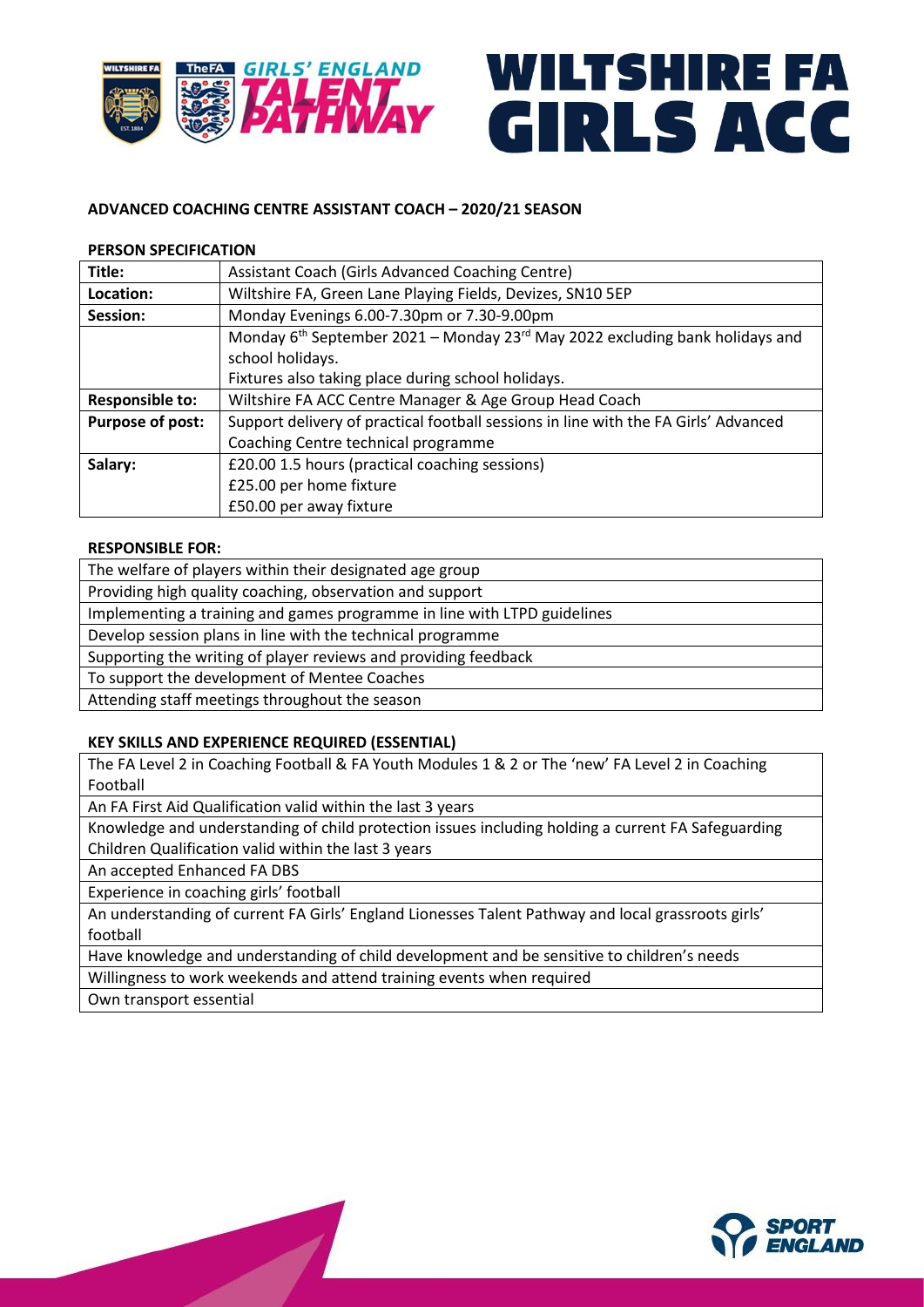**WILTSHIRE FA GIRLS ACC**

## ADVANCED COACHING CENTRE ASSISTANT COACH – 2020/21 SEASON

### PERSON SPECIFICATION

| | |
|---|---|
| **Title:** | Assistant Coach (Girls Advanced Coaching Centre) |
| **Location:** | Wiltshire FA, Green Lane Playing Fields, Devizes, SN10 5EP |
| **Session:** | Monday Evenings 6.00-7.30pm or 7.30-9.00pm |
| | Monday 6th September 2021 – Monday 23rd May 2022 excluding bank holidays and school holidays.<br>Fixtures also taking place during school holidays. |
| **Responsible to:** | Wiltshire FA ACC Centre Manager & Age Group Head Coach |
| **Purpose of post:** | Support delivery of practical football sessions in line with the FA Girls' Advanced Coaching Centre technical programme |
| **Salary:** | £20.00 1.5 hours (practical coaching sessions)<br>£25.00 per home fixture<br>£50.00 per away fixture |

### RESPONSIBLE FOR:

| |
|---|
| The welfare of players within their designated age group |
| Providing high quality coaching, observation and support |
| Implementing a training and games programme in line with LTPD guidelines |
| Develop session plans in line with the technical programme |
| Supporting the writing of player reviews and providing feedback |
| To support the development of Mentee Coaches |
| Attending staff meetings throughout the season |

### KEY SKILLS AND EXPERIENCE REQUIRED (ESSENTIAL)

| |
|---|
| The FA Level 2 in Coaching Football & FA Youth Modules 1 & 2 or The 'new' FA Level 2 in Coaching Football |
| An FA First Aid Qualification valid within the last 3 years |
| Knowledge and understanding of child protection issues including holding a current FA Safeguarding Children Qualification valid within the last 3 years |
| An accepted Enhanced FA DBS |
| Experience in coaching girls' football |
| An understanding of current FA Girls' England Lionesses Talent Pathway and local grassroots girls' football |
| Have knowledge and understanding of child development and be sensitive to children's needs |
| Willingness to work weekends and attend training events when required |
| Own transport essential |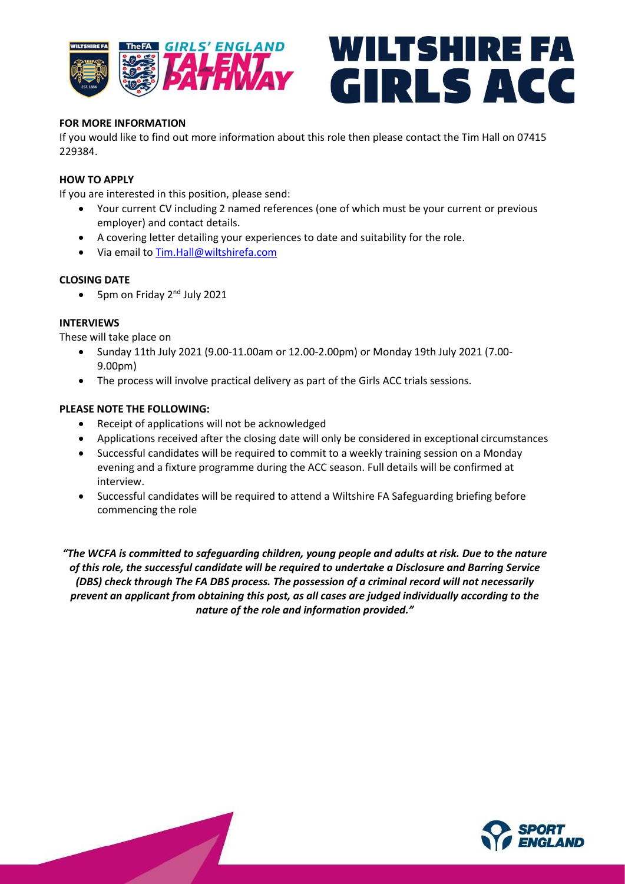# WILTSHIRE FA GIRLS ACC

**FOR MORE INFORMATION**

If you would like to find out more information about this role then please contact the Tim Hall on 07415 229384.

**HOW TO APPLY**

If you are interested in this position, please send:

- Your current CV including 2 named references (one of which must be your current or previous employer) and contact details.
- A covering letter detailing your experiences to date and suitability for the role.
- Via email to Tim.Hall@wiltshirefa.com

**CLOSING DATE**

- 5pm on Friday 2nd July 2021

**INTERVIEWS**

These will take place on

- Sunday 11th July 2021 (9.00-11.00am or 12.00-2.00pm) or Monday 19th July 2021 (7.00-9.00pm)
- The process will involve practical delivery as part of the Girls ACC trials sessions.

**PLEASE NOTE THE FOLLOWING:**

- Receipt of applications will not be acknowledged
- Applications received after the closing date will only be considered in exceptional circumstances
- Successful candidates will be required to commit to a weekly training session on a Monday evening and a fixture programme during the ACC season. Full details will be confirmed at interview.
- Successful candidates will be required to attend a Wiltshire FA Safeguarding briefing before commencing the role

***"The WCFA is committed to safeguarding children, young people and adults at risk. Due to the nature of this role, the successful candidate will be required to undertake a Disclosure and Barring Service (DBS) check through The FA DBS process. The possession of a criminal record will not necessarily prevent an applicant from obtaining this post, as all cases are judged individually according to the nature of the role and information provided."***